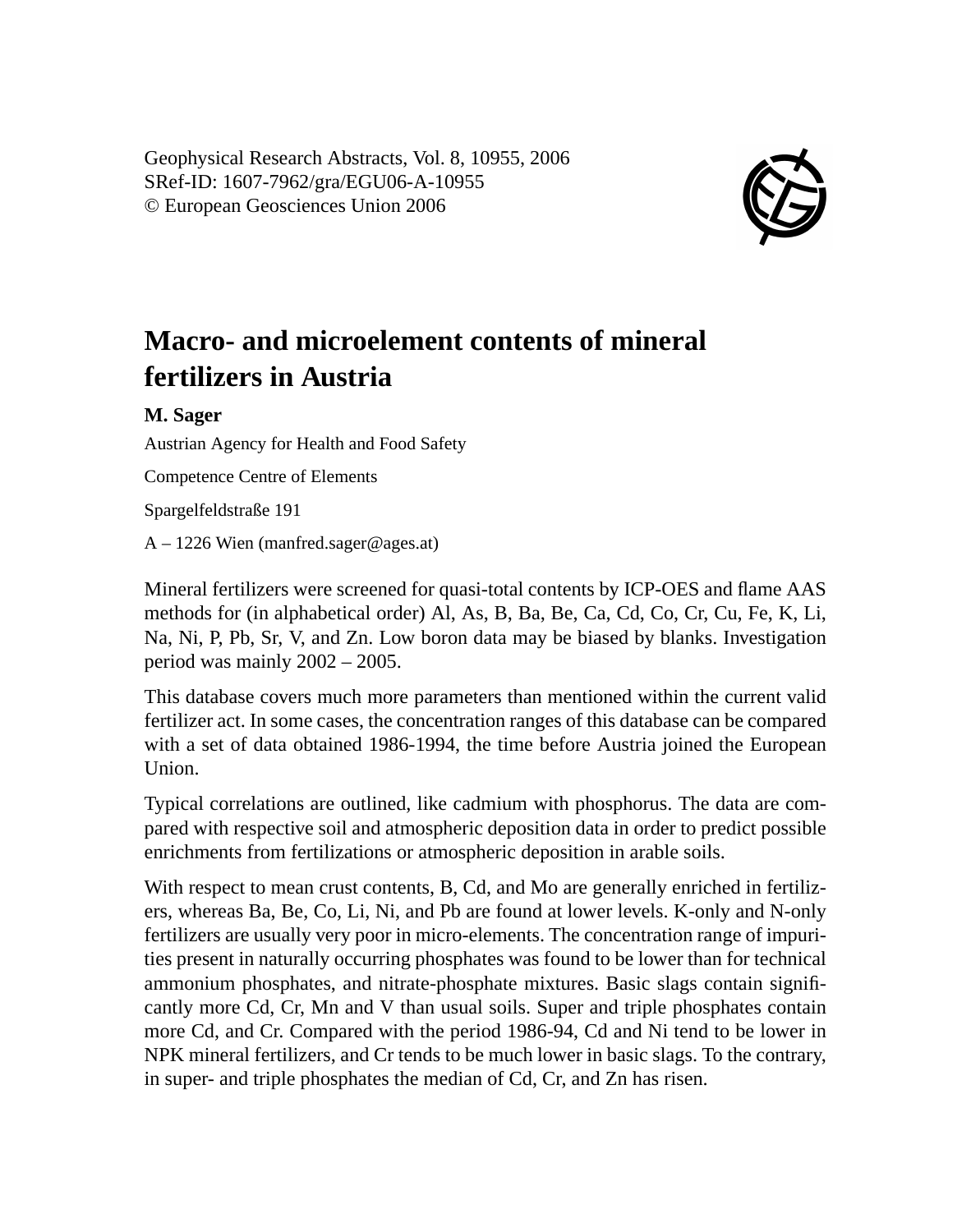# Macro- and microelement contents of mineral fertilizers in Austria

**M. Sager**

Austrian Agency for Health and Food Safety

Competence Centre of Elements

Spargelfeldstraße 191

A – 1226 Wien (manfred.sager@ages.at)

Mineral fertilizers were screened for quasi-total contents by ICP-OES and flame AAS methods for (in alphabetical order) Al, As, B, Ba, Be, Ca, Cd, Co, Cr, Cu, Fe, K, Li, Na, Ni, P, Pb, Sr, V, and Zn. Low boron data may be biased by blanks. Investigation period was mainly 2002 – 2005.

This database covers much more parameters than mentioned within the current valid fertilizer act. In some cases, the concentration ranges of this database can be compared with a set of data obtained 1986-1994, the time before Austria joined the European Union.

Typical correlations are outlined, like cadmium with phosphorus. The data are compared with respective soil and atmospheric deposition data in order to predict possible enrichments from fertilizations or atmospheric deposition in arable soils.

With respect to mean crust contents, B, Cd, and Mo are generally enriched in fertilizers, whereas Ba, Be, Co, Li, Ni, and Pb are found at lower levels. K-only and N-only fertilizers are usually very poor in micro-elements. The concentration range of impurities present in naturally occurring phosphates was found to be lower than for technical ammonium phosphates, and nitrate-phosphate mixtures. Basic slags contain significantly more Cd, Cr, Mn and V than usual soils. Super and triple phosphates contain more Cd, and Cr. Compared with the period 1986-94, Cd and Ni tend to be lower in NPK mineral fertilizers, and Cr tends to be much lower in basic slags. To the contrary, in super- and triple phosphates the median of Cd, Cr, and Zn has risen.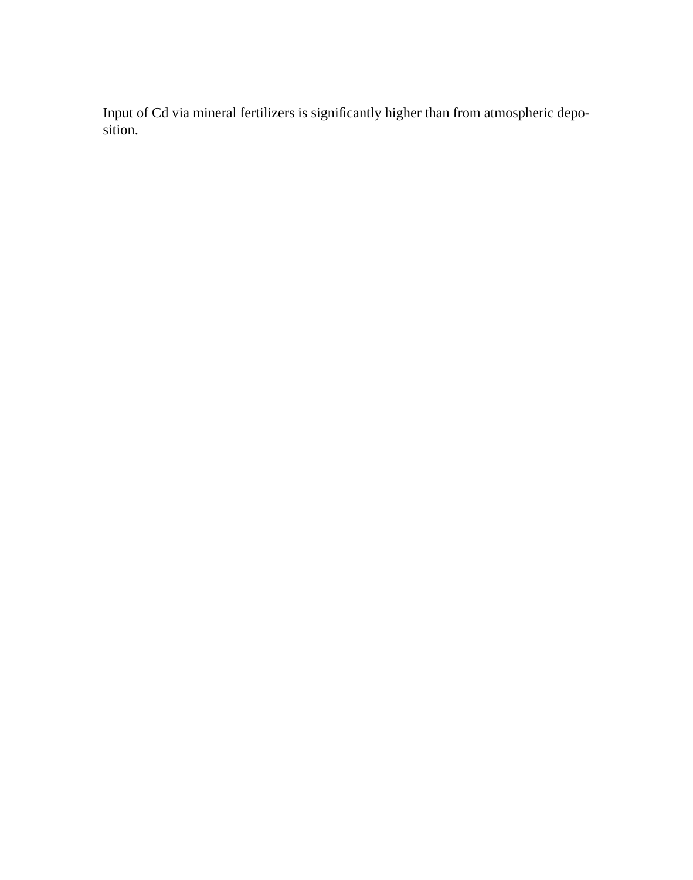Input of Cd via mineral fertilizers is significantly higher than from atmospheric deposition.